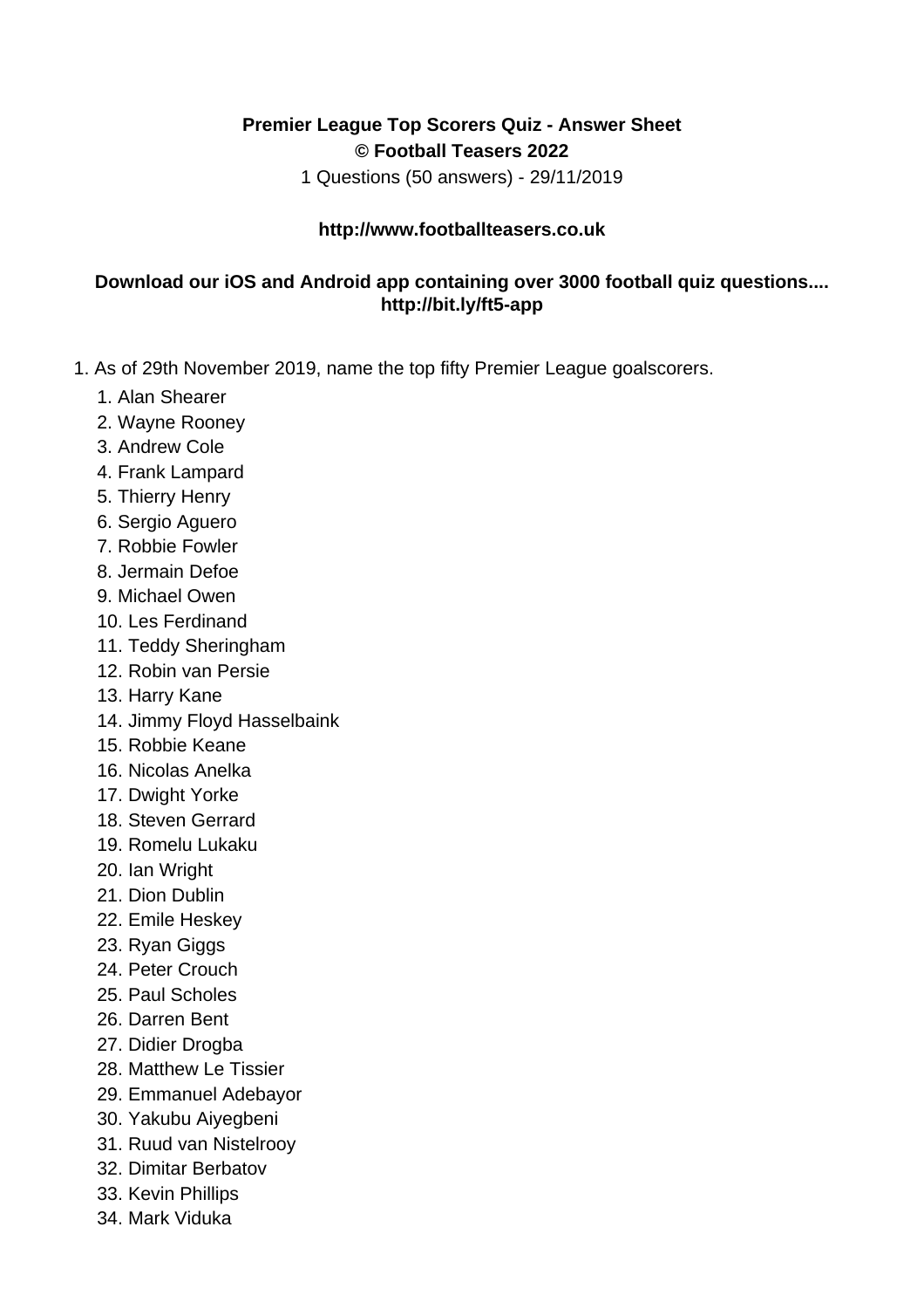**Premier League Top Scorers Quiz - Answer Sheet**
**© Football Teasers 2022**
1 Questions (50 answers) - 29/11/2019

**http://www.footballteasers.co.uk**

**Download our iOS and Android app containing over 3000 football quiz questions.... http://bit.ly/ft5-app**

1. As of 29th November 2019, name the top fifty Premier League goalscorers.
    1. Alan Shearer
    2. Wayne Rooney
    3. Andrew Cole
    4. Frank Lampard
    5. Thierry Henry
    6. Sergio Aguero
    7. Robbie Fowler
    8. Jermain Defoe
    9. Michael Owen
    10. Les Ferdinand
    11. Teddy Sheringham
    12. Robin van Persie
    13. Harry Kane
    14. Jimmy Floyd Hasselbaink
    15. Robbie Keane
    16. Nicolas Anelka
    17. Dwight Yorke
    18. Steven Gerrard
    19. Romelu Lukaku
    20. Ian Wright
    21. Dion Dublin
    22. Emile Heskey
    23. Ryan Giggs
    24. Peter Crouch
    25. Paul Scholes
    26. Darren Bent
    27. Didier Drogba
    28. Matthew Le Tissier
    29. Emmanuel Adebayor
    30. Yakubu Aiyegbeni
    31. Ruud van Nistelrooy
    32. Dimitar Berbatov
    33. Kevin Phillips
    34. Mark Viduka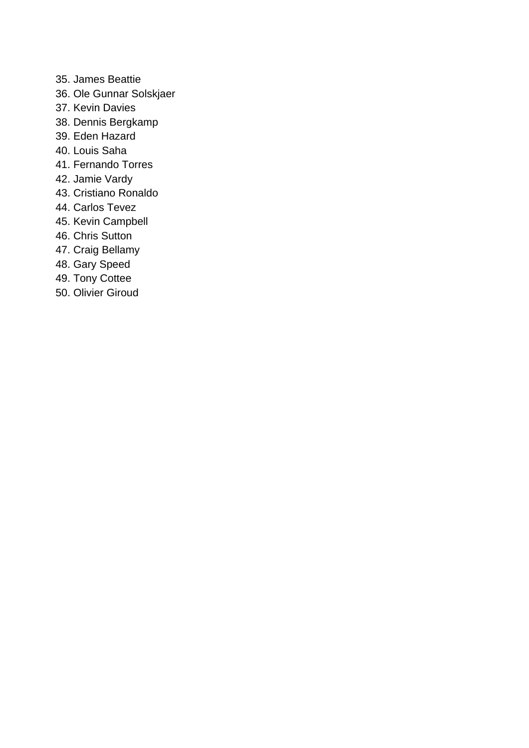35. James Beattie
36. Ole Gunnar Solskjaer
37. Kevin Davies
38. Dennis Bergkamp
39. Eden Hazard
40. Louis Saha
41. Fernando Torres
42. Jamie Vardy
43. Cristiano Ronaldo
44. Carlos Tevez
45. Kevin Campbell
46. Chris Sutton
47. Craig Bellamy
48. Gary Speed
49. Tony Cottee
50. Olivier Giroud